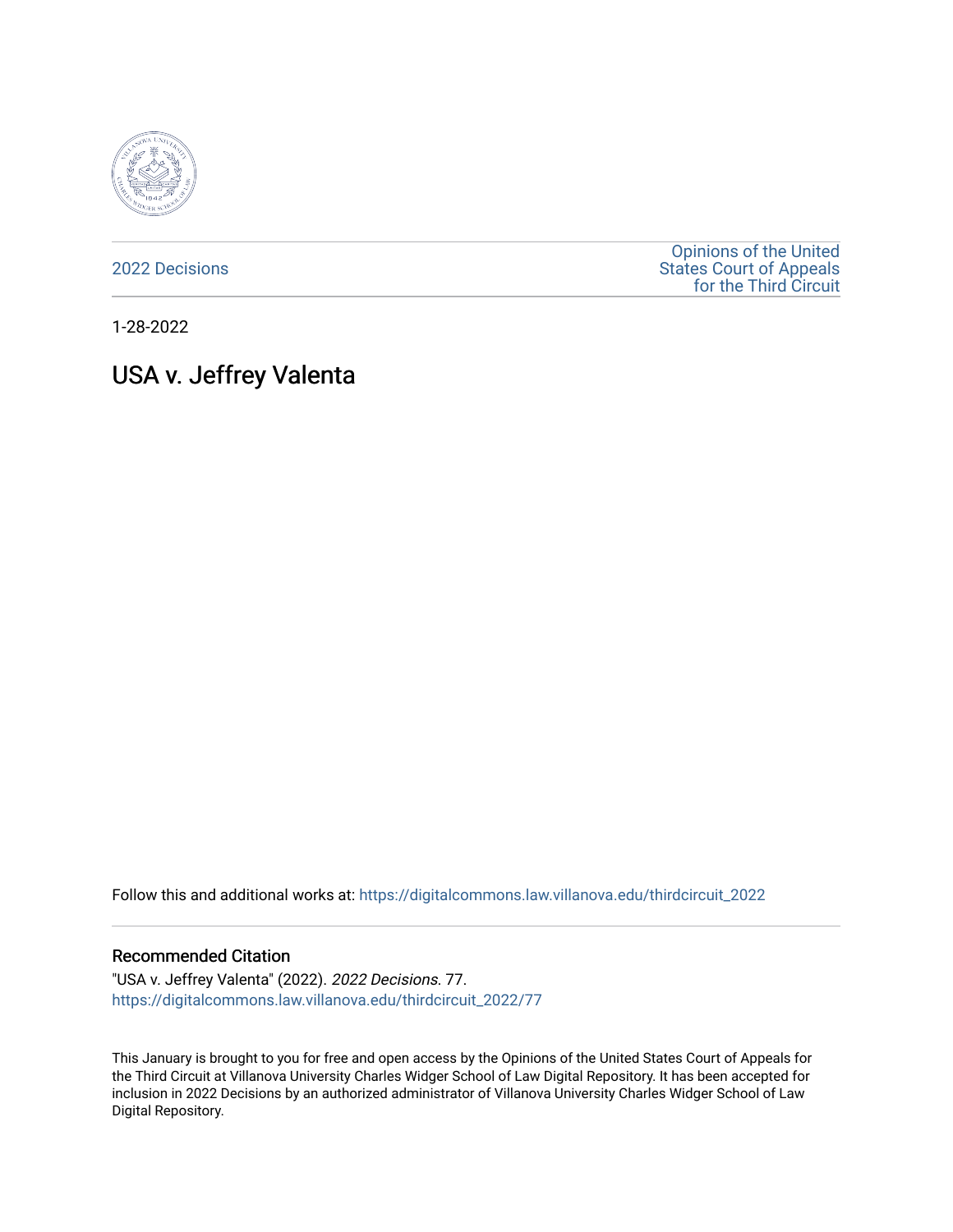2022 Decisions

Opinions of the United States Court of Appeals for the Third Circuit

1-28-2022

# USA v. Jeffrey Valenta

Follow this and additional works at: https://digitalcommons.law.villanova.edu/thirdcircuit_2022

## Recommended Citation

"USA v. Jeffrey Valenta" (2022). *2022 Decisions*. 77.
https://digitalcommons.law.villanova.edu/thirdcircuit_2022/77

This January is brought to you for free and open access by the Opinions of the United States Court of Appeals for the Third Circuit at Villanova University Charles Widger School of Law Digital Repository. It has been accepted for inclusion in 2022 Decisions by an authorized administrator of Villanova University Charles Widger School of Law Digital Repository.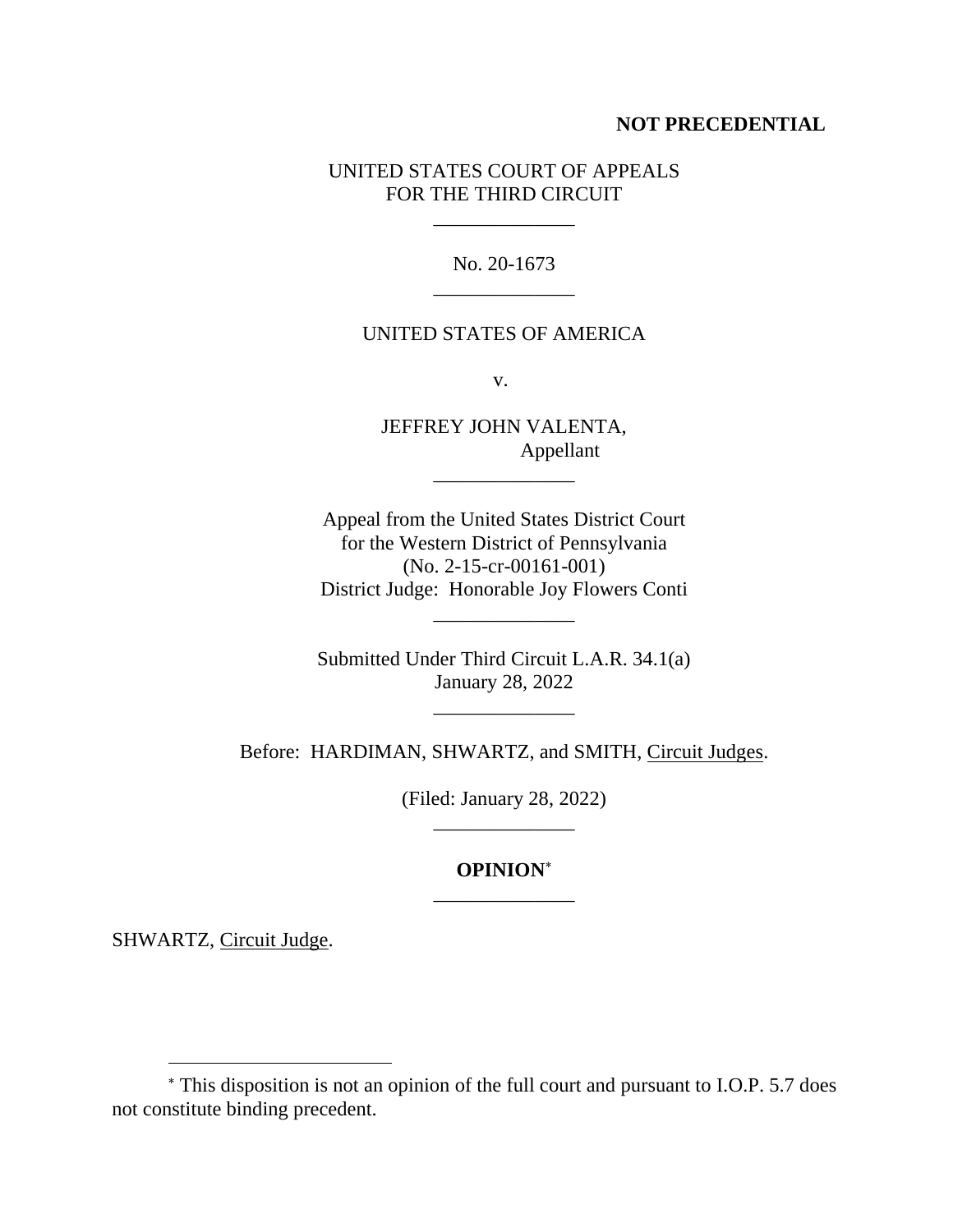**NOT PRECEDENTIAL**

UNITED STATES COURT OF APPEALS
FOR THE THIRD CIRCUIT

______________

No. 20-1673

______________

UNITED STATES OF AMERICA

v.

JEFFREY JOHN VALENTA,
Appellant

______________

Appeal from the United States District Court
for the Western District of Pennsylvania
(No. 2-15-cr-00161-001)
District Judge: Honorable Joy Flowers Conti

______________

Submitted Under Third Circuit L.A.R. 34.1(a)
January 28, 2022

______________

Before: HARDIMAN, SHWARTZ, and SMITH, Circuit Judges.

(Filed: January 28, 2022)

______________

**OPINION**[*]

______________

SHWARTZ, Circuit Judge.

---

[*] This disposition is not an opinion of the full court and pursuant to I.O.P. 5.7 does not constitute binding precedent.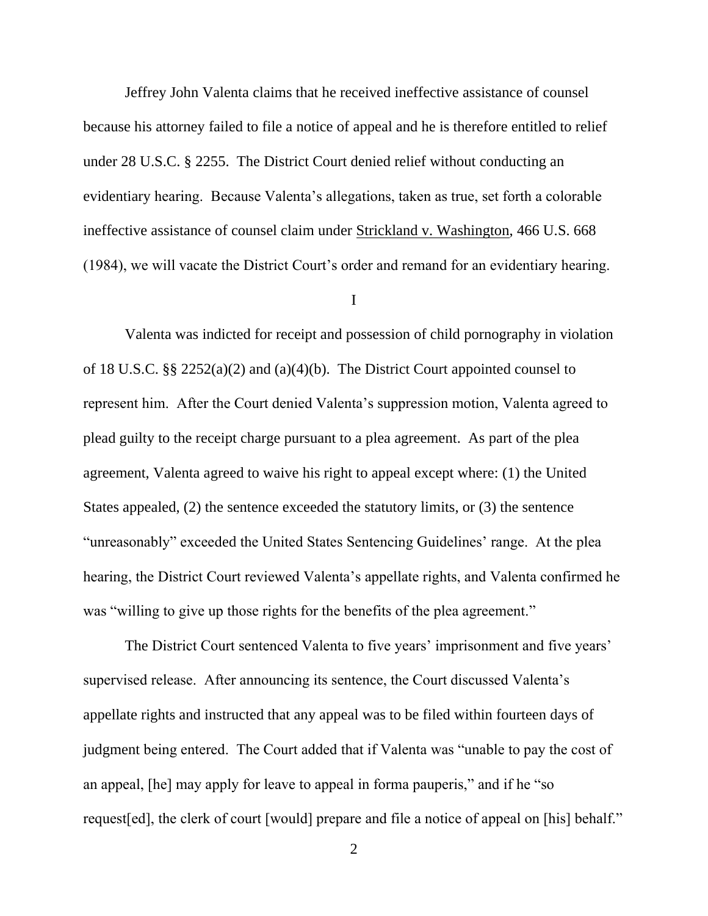Jeffrey John Valenta claims that he received ineffective assistance of counsel because his attorney failed to file a notice of appeal and he is therefore entitled to relief under 28 U.S.C. § 2255. The District Court denied relief without conducting an evidentiary hearing. Because Valenta's allegations, taken as true, set forth a colorable ineffective assistance of counsel claim under Strickland v. Washington, 466 U.S. 668 (1984), we will vacate the District Court's order and remand for an evidentiary hearing.

I

Valenta was indicted for receipt and possession of child pornography in violation of 18 U.S.C. §§ 2252(a)(2) and (a)(4)(b). The District Court appointed counsel to represent him. After the Court denied Valenta's suppression motion, Valenta agreed to plead guilty to the receipt charge pursuant to a plea agreement. As part of the plea agreement, Valenta agreed to waive his right to appeal except where: (1) the United States appealed, (2) the sentence exceeded the statutory limits, or (3) the sentence "unreasonably" exceeded the United States Sentencing Guidelines' range. At the plea hearing, the District Court reviewed Valenta's appellate rights, and Valenta confirmed he was "willing to give up those rights for the benefits of the plea agreement."

The District Court sentenced Valenta to five years' imprisonment and five years' supervised release. After announcing its sentence, the Court discussed Valenta's appellate rights and instructed that any appeal was to be filed within fourteen days of judgment being entered. The Court added that if Valenta was "unable to pay the cost of an appeal, [he] may apply for leave to appeal in forma pauperis," and if he "so request[ed], the clerk of court [would] prepare and file a notice of appeal on [his] behalf."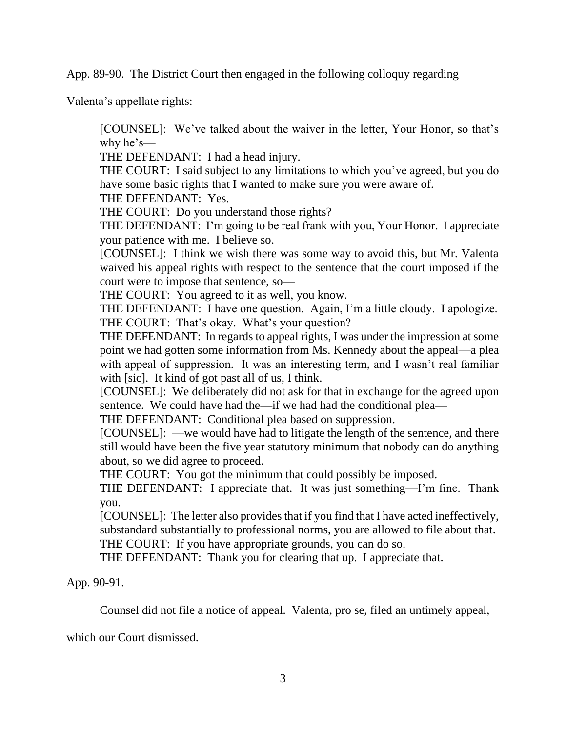App. 89-90. The District Court then engaged in the following colloquy regarding Valenta's appellate rights:

> [COUNSEL]: We've talked about the waiver in the letter, Your Honor, so that's why he's—
> THE DEFENDANT: I had a head injury.
> THE COURT: I said subject to any limitations to which you've agreed, but you do have some basic rights that I wanted to make sure you were aware of.
> THE DEFENDANT: Yes.
> THE COURT: Do you understand those rights?
> THE DEFENDANT: I'm going to be real frank with you, Your Honor. I appreciate your patience with me. I believe so.
> [COUNSEL]: I think we wish there was some way to avoid this, but Mr. Valenta waived his appeal rights with respect to the sentence that the court imposed if the court were to impose that sentence, so—
> THE COURT: You agreed to it as well, you know.
> THE DEFENDANT: I have one question. Again, I'm a little cloudy. I apologize.
> THE COURT: That's okay. What's your question?
> THE DEFENDANT: In regards to appeal rights, I was under the impression at some point we had gotten some information from Ms. Kennedy about the appeal—a plea with appeal of suppression. It was an interesting term, and I wasn't real familiar with [sic]. It kind of got past all of us, I think.
> [COUNSEL]: We deliberately did not ask for that in exchange for the agreed upon sentence. We could have had the—if we had had the conditional plea—
> THE DEFENDANT: Conditional plea based on suppression.
> [COUNSEL]: —we would have had to litigate the length of the sentence, and there still would have been the five year statutory minimum that nobody can do anything about, so we did agree to proceed.
> THE COURT: You got the minimum that could possibly be imposed.
> THE DEFENDANT: I appreciate that. It was just something—I'm fine. Thank you.
> [COUNSEL]: The letter also provides that if you find that I have acted ineffectively, substandard substantially to professional norms, you are allowed to file about that.
> THE COURT: If you have appropriate grounds, you can do so.
> THE DEFENDANT: Thank you for clearing that up. I appreciate that.

App. 90-91.

Counsel did not file a notice of appeal. Valenta, pro se, filed an untimely appeal, which our Court dismissed.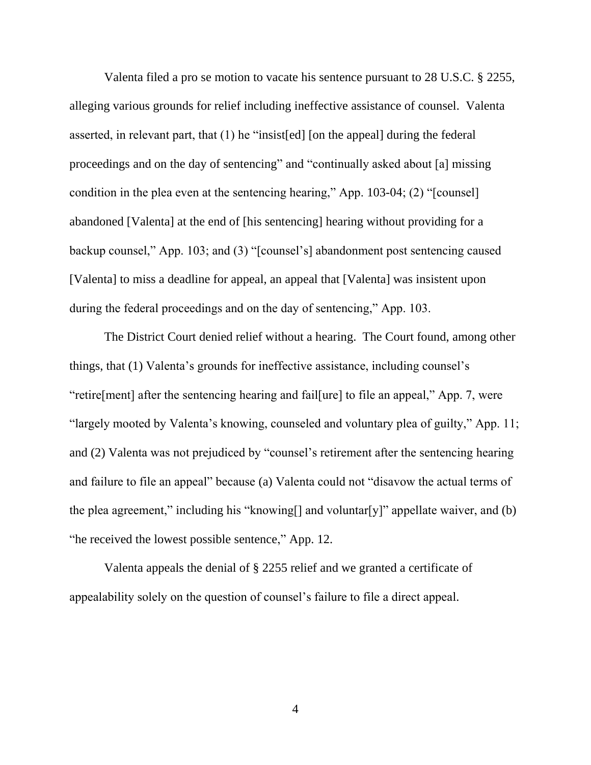Valenta filed a pro se motion to vacate his sentence pursuant to 28 U.S.C. § 2255, alleging various grounds for relief including ineffective assistance of counsel. Valenta asserted, in relevant part, that (1) he "insist[ed] [on the appeal] during the federal proceedings and on the day of sentencing" and "continually asked about [a] missing condition in the plea even at the sentencing hearing," App. 103-04; (2) "[counsel] abandoned [Valenta] at the end of [his sentencing] hearing without providing for a backup counsel," App. 103; and (3) "[counsel's] abandonment post sentencing caused [Valenta] to miss a deadline for appeal, an appeal that [Valenta] was insistent upon during the federal proceedings and on the day of sentencing," App. 103.

The District Court denied relief without a hearing. The Court found, among other things, that (1) Valenta's grounds for ineffective assistance, including counsel's "retire[ment] after the sentencing hearing and fail[ure] to file an appeal," App. 7, were "largely mooted by Valenta's knowing, counseled and voluntary plea of guilty," App. 11; and (2) Valenta was not prejudiced by "counsel's retirement after the sentencing hearing and failure to file an appeal" because (a) Valenta could not "disavow the actual terms of the plea agreement," including his "knowing[] and voluntar[y]" appellate waiver, and (b) "he received the lowest possible sentence," App. 12.

Valenta appeals the denial of § 2255 relief and we granted a certificate of appealability solely on the question of counsel's failure to file a direct appeal.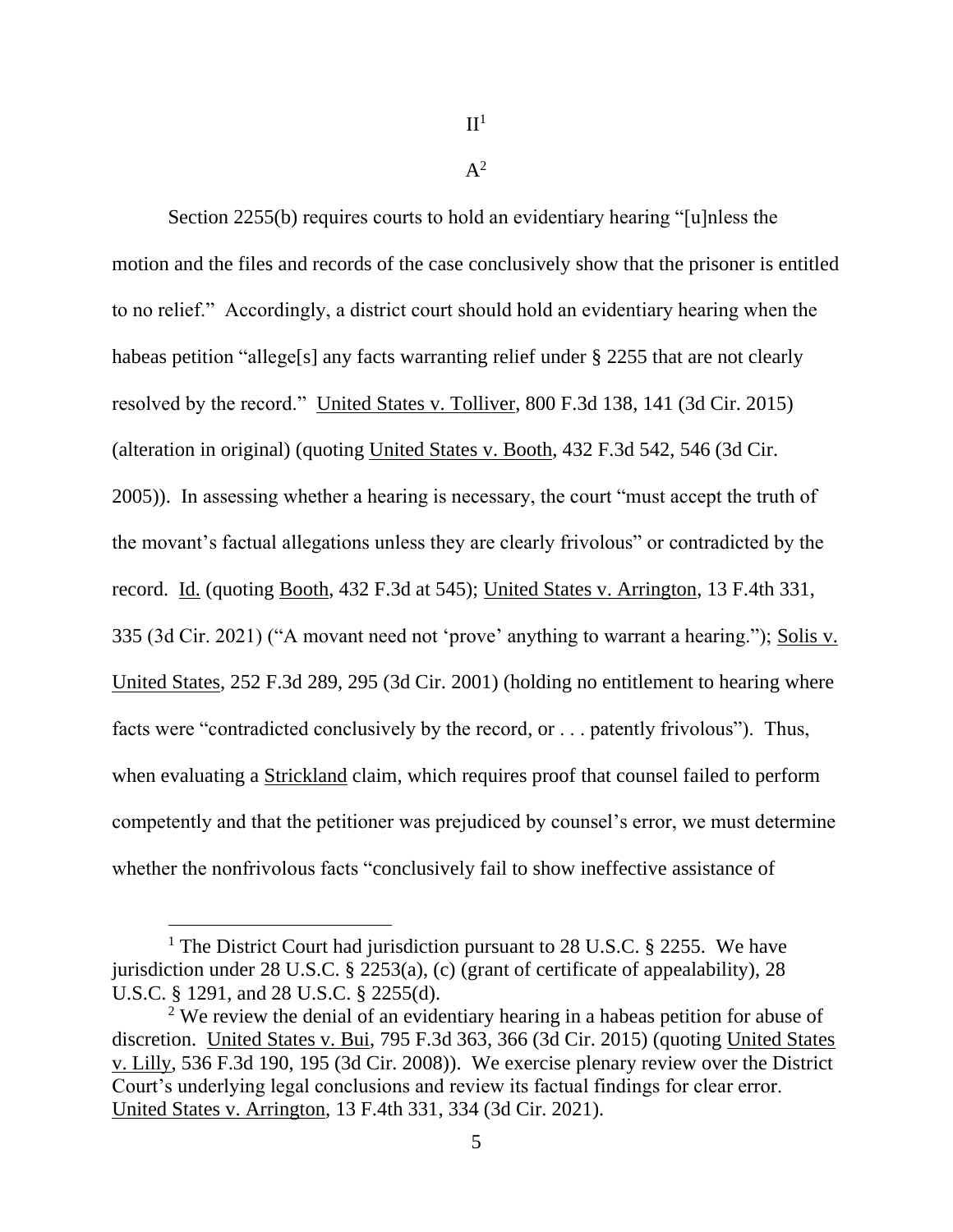## II[1]

### A[2]

Section 2255(b) requires courts to hold an evidentiary hearing "[u]nless the motion and the files and records of the case conclusively show that the prisoner is entitled to no relief." Accordingly, a district court should hold an evidentiary hearing when the habeas petition "allege[s] any facts warranting relief under § 2255 that are not clearly resolved by the record." United States v. Tolliver, 800 F.3d 138, 141 (3d Cir. 2015) (alteration in original) (quoting United States v. Booth, 432 F.3d 542, 546 (3d Cir. 2005)). In assessing whether a hearing is necessary, the court "must accept the truth of the movant's factual allegations unless they are clearly frivolous" or contradicted by the record. Id. (quoting Booth, 432 F.3d at 545); United States v. Arrington, 13 F.4th 331, 335 (3d Cir. 2021) ("A movant need not 'prove' anything to warrant a hearing."); Solis v. United States, 252 F.3d 289, 295 (3d Cir. 2001) (holding no entitlement to hearing where facts were "contradicted conclusively by the record, or . . . patently frivolous"). Thus, when evaluating a Strickland claim, which requires proof that counsel failed to perform competently and that the petitioner was prejudiced by counsel's error, we must determine whether the nonfrivolous facts "conclusively fail to show ineffective assistance of

---

[1] The District Court had jurisdiction pursuant to 28 U.S.C. § 2255. We have jurisdiction under 28 U.S.C. § 2253(a), (c) (grant of certificate of appealability), 28 U.S.C. § 1291, and 28 U.S.C. § 2255(d).

[2] We review the denial of an evidentiary hearing in a habeas petition for abuse of discretion. United States v. Bui, 795 F.3d 363, 366 (3d Cir. 2015) (quoting United States v. Lilly, 536 F.3d 190, 195 (3d Cir. 2008)). We exercise plenary review over the District Court's underlying legal conclusions and review its factual findings for clear error. United States v. Arrington, 13 F.4th 331, 334 (3d Cir. 2021).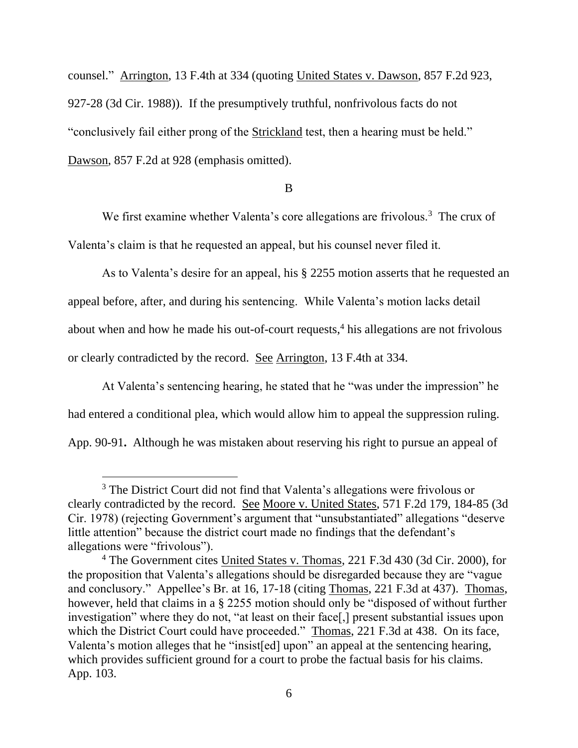counsel." Arrington, 13 F.4th at 334 (quoting United States v. Dawson, 857 F.2d 923, 927-28 (3d Cir. 1988)). If the presumptively truthful, nonfrivolous facts do not "conclusively fail either prong of the Strickland test, then a hearing must be held." Dawson, 857 F.2d at 928 (emphasis omitted).

B

We first examine whether Valenta's core allegations are frivolous.[3] The crux of Valenta's claim is that he requested an appeal, but his counsel never filed it.

As to Valenta's desire for an appeal, his § 2255 motion asserts that he requested an appeal before, after, and during his sentencing. While Valenta's motion lacks detail about when and how he made his out-of-court requests,[4] his allegations are not frivolous or clearly contradicted by the record. See Arrington, 13 F.4th at 334.

At Valenta's sentencing hearing, he stated that he "was under the impression" he had entered a conditional plea, which would allow him to appeal the suppression ruling. App. 90-91**.** Although he was mistaken about reserving his right to pursue an appeal of

---

[3] The District Court did not find that Valenta's allegations were frivolous or clearly contradicted by the record. See Moore v. United States, 571 F.2d 179, 184-85 (3d Cir. 1978) (rejecting Government's argument that "unsubstantiated" allegations "deserve little attention" because the district court made no findings that the defendant's allegations were "frivolous").

[4] The Government cites United States v. Thomas, 221 F.3d 430 (3d Cir. 2000), for the proposition that Valenta's allegations should be disregarded because they are "vague and conclusory." Appellee's Br. at 16, 17-18 (citing Thomas, 221 F.3d at 437). Thomas, however, held that claims in a § 2255 motion should only be "disposed of without further investigation" where they do not, "at least on their face[,] present substantial issues upon which the District Court could have proceeded." Thomas, 221 F.3d at 438. On its face, Valenta's motion alleges that he "insist[ed] upon" an appeal at the sentencing hearing, which provides sufficient ground for a court to probe the factual basis for his claims. App. 103.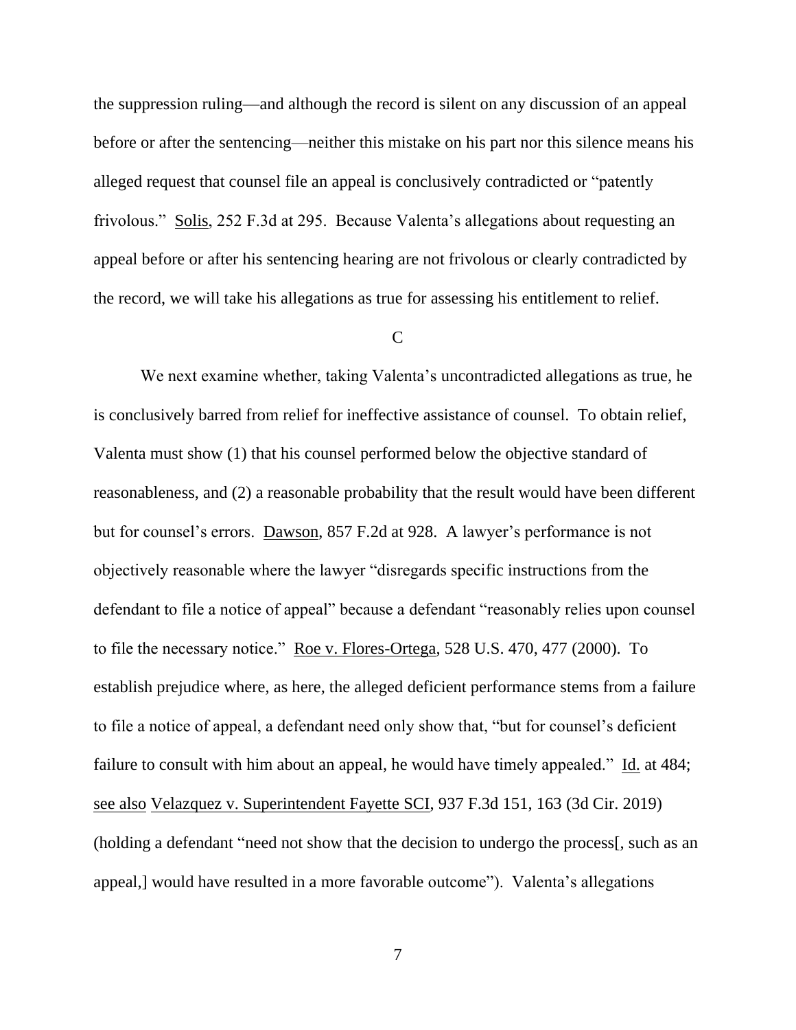the suppression ruling—and although the record is silent on any discussion of an appeal before or after the sentencing—neither this mistake on his part nor this silence means his alleged request that counsel file an appeal is conclusively contradicted or "patently frivolous." Solis, 252 F.3d at 295. Because Valenta's allegations about requesting an appeal before or after his sentencing hearing are not frivolous or clearly contradicted by the record, we will take his allegations as true for assessing his entitlement to relief.

### C

We next examine whether, taking Valenta's uncontradicted allegations as true, he is conclusively barred from relief for ineffective assistance of counsel. To obtain relief, Valenta must show (1) that his counsel performed below the objective standard of reasonableness, and (2) a reasonable probability that the result would have been different but for counsel's errors. Dawson, 857 F.2d at 928. A lawyer's performance is not objectively reasonable where the lawyer "disregards specific instructions from the defendant to file a notice of appeal" because a defendant "reasonably relies upon counsel to file the necessary notice." Roe v. Flores-Ortega, 528 U.S. 470, 477 (2000). To establish prejudice where, as here, the alleged deficient performance stems from a failure to file a notice of appeal, a defendant need only show that, "but for counsel's deficient failure to consult with him about an appeal, he would have timely appealed." Id. at 484; see also Velazquez v. Superintendent Fayette SCI, 937 F.3d 151, 163 (3d Cir. 2019) (holding a defendant "need not show that the decision to undergo the process[, such as an appeal,] would have resulted in a more favorable outcome"). Valenta's allegations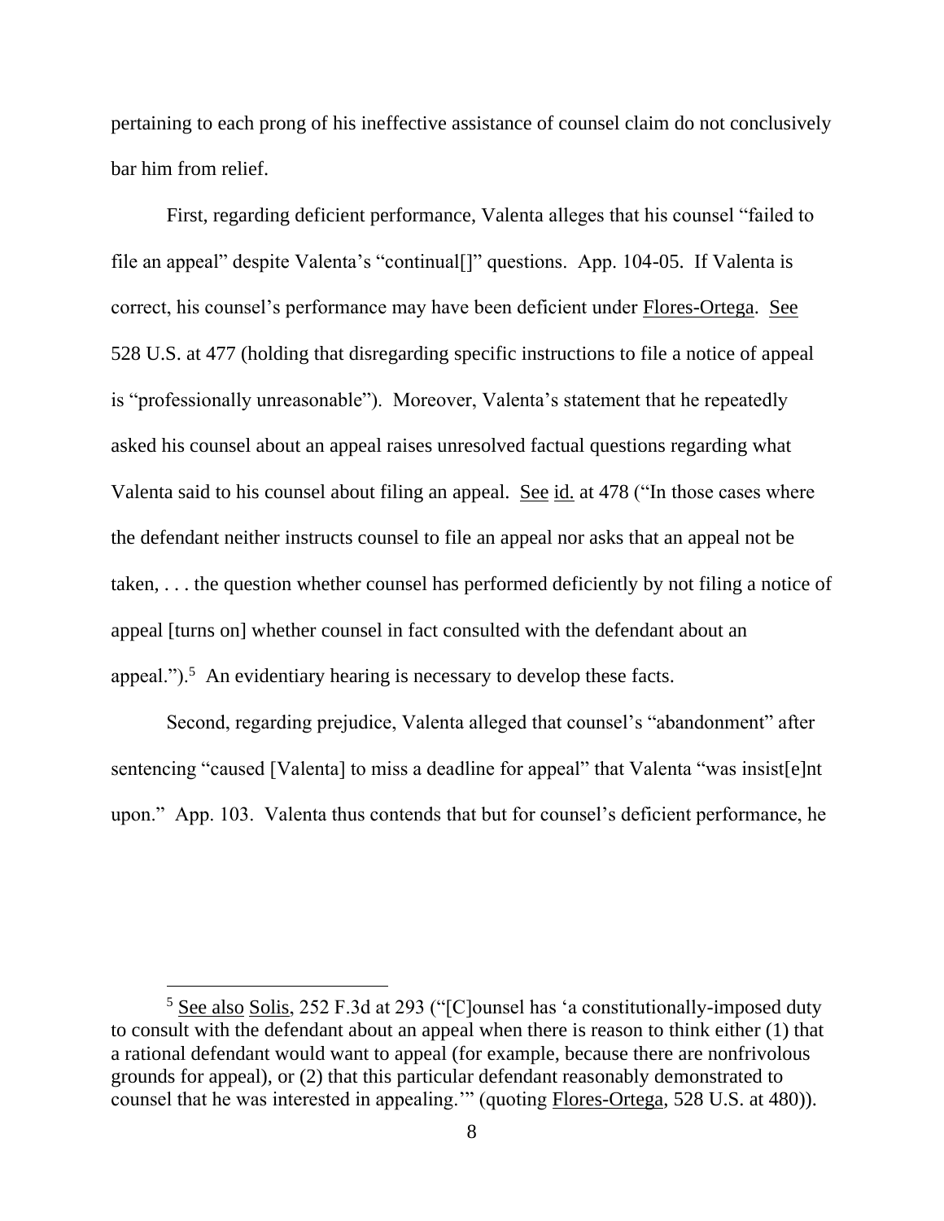pertaining to each prong of his ineffective assistance of counsel claim do not conclusively bar him from relief.

First, regarding deficient performance, Valenta alleges that his counsel "failed to file an appeal" despite Valenta's "continual[]" questions. App. 104-05. If Valenta is correct, his counsel's performance may have been deficient under Flores-Ortega. See 528 U.S. at 477 (holding that disregarding specific instructions to file a notice of appeal is "professionally unreasonable"). Moreover, Valenta's statement that he repeatedly asked his counsel about an appeal raises unresolved factual questions regarding what Valenta said to his counsel about filing an appeal. See id. at 478 ("In those cases where the defendant neither instructs counsel to file an appeal nor asks that an appeal not be taken, . . . the question whether counsel has performed deficiently by not filing a notice of appeal [turns on] whether counsel in fact consulted with the defendant about an appeal.").[5] An evidentiary hearing is necessary to develop these facts.

Second, regarding prejudice, Valenta alleged that counsel's "abandonment" after sentencing "caused [Valenta] to miss a deadline for appeal" that Valenta "was insist[e]nt upon." App. 103. Valenta thus contends that but for counsel's deficient performance, he

---

[5] See also Solis, 252 F.3d at 293 ("[C]ounsel has 'a constitutionally-imposed duty to consult with the defendant about an appeal when there is reason to think either (1) that a rational defendant would want to appeal (for example, because there are nonfrivolous grounds for appeal), or (2) that this particular defendant reasonably demonstrated to counsel that he was interested in appealing.'" (quoting Flores-Ortega, 528 U.S. at 480)).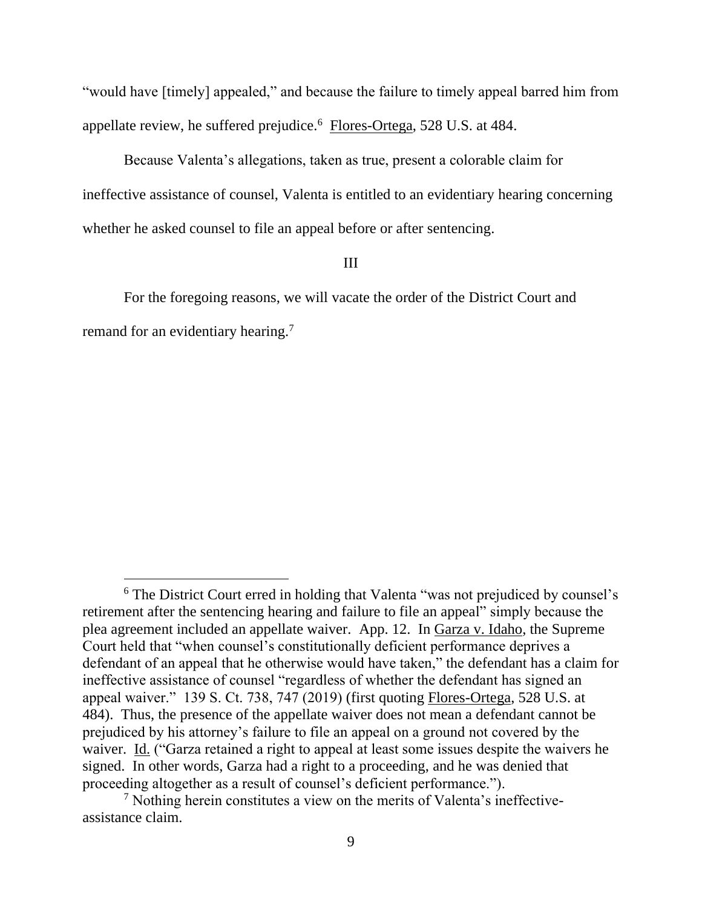"would have [timely] appealed," and because the failure to timely appeal barred him from appellate review, he suffered prejudice.[6] Flores-Ortega, 528 U.S. at 484.

Because Valenta's allegations, taken as true, present a colorable claim for ineffective assistance of counsel, Valenta is entitled to an evidentiary hearing concerning whether he asked counsel to file an appeal before or after sentencing.

## III

For the foregoing reasons, we will vacate the order of the District Court and remand for an evidentiary hearing.[7]

---

[6] The District Court erred in holding that Valenta "was not prejudiced by counsel's retirement after the sentencing hearing and failure to file an appeal" simply because the plea agreement included an appellate waiver. App. 12. In Garza v. Idaho, the Supreme Court held that "when counsel's constitutionally deficient performance deprives a defendant of an appeal that he otherwise would have taken," the defendant has a claim for ineffective assistance of counsel "regardless of whether the defendant has signed an appeal waiver." 139 S. Ct. 738, 747 (2019) (first quoting Flores-Ortega, 528 U.S. at 484). Thus, the presence of the appellate waiver does not mean a defendant cannot be prejudiced by his attorney's failure to file an appeal on a ground not covered by the waiver. Id. ("Garza retained a right to appeal at least some issues despite the waivers he signed. In other words, Garza had a right to a proceeding, and he was denied that proceeding altogether as a result of counsel's deficient performance.").

[7] Nothing herein constitutes a view on the merits of Valenta's ineffective-assistance claim.